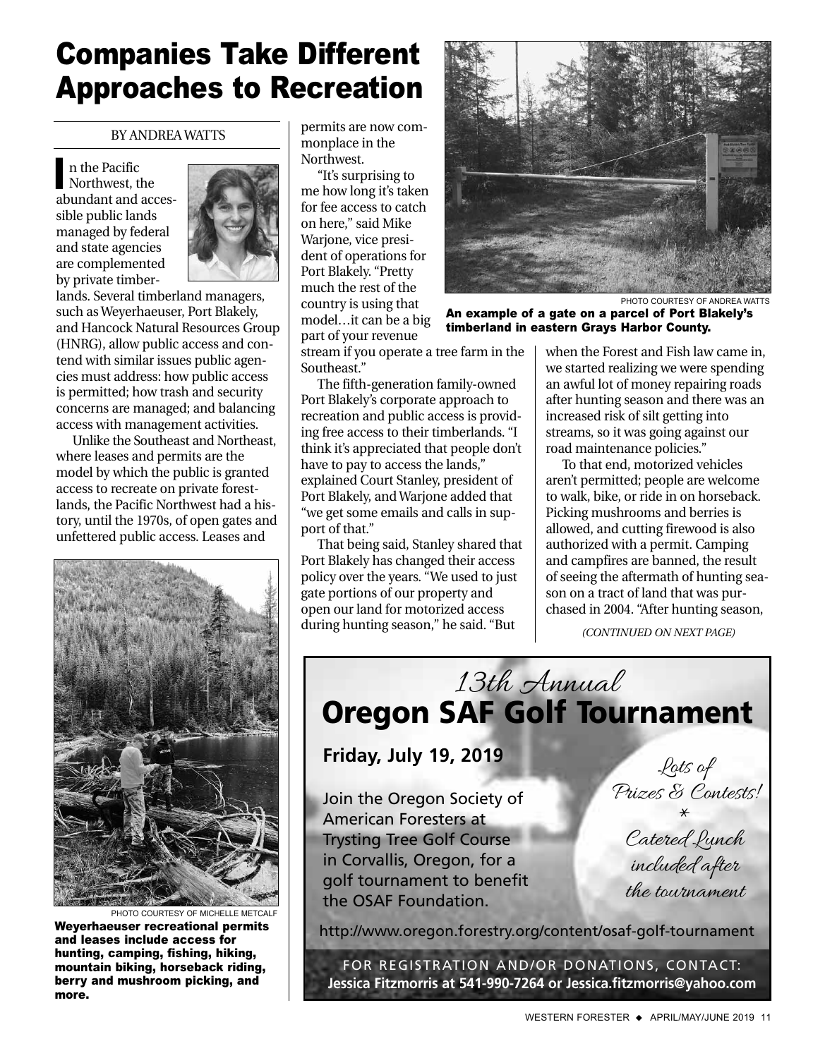# Companies Take Different Approaches to Recreation

BY ANDREA WATTS

In the Pacific Northwest, the abundant and accessible public lands managed by federal and state agencies are complemented by private timberlands. Several timberland managers, such as Weyerhaeuser, Port Blakely, and Hancock Natural Resources Group (HNRG), allow public access and contend with similar issues public agencies must address: how public access is permitted; how trash and security concerns are managed; and balancing access with management activities.

Unlike the Southeast and Northeast, where leases and permits are the model by which the public is granted access to recreate on private forestlands, the Pacific Northwest had a history, until the 1970s, of open gates and unfettered public access. Leases and permits are now commonplace in the Northwest.

"It's surprising to me how long it's taken for fee access to catch on here," said Mike Warjone, vice president of operations for Port Blakely. "Pretty much the rest of the country is using that model…it can be a big part of your revenue stream if you operate a tree farm in the Southeast."

The fifth-generation family-owned Port Blakely's corporate approach to recreation and public access is providing free access to their timberlands. "I think it's appreciated that people don't have to pay to access the lands," explained Court Stanley, president of Port Blakely, and Warjone added that "we get some emails and calls in support of that."

That being said, Stanley shared that Port Blakely has changed their access policy over the years. "We used to just gate portions of our property and open our land for motorized access during hunting season," he said. "But when the Forest and Fish law came in, we started realizing we were spending an awful lot of money repairing roads after hunting season and there was an increased risk of silt getting into streams, so it was going against our road maintenance policies."

To that end, motorized vehicles aren't permitted; people are welcome to walk, bike, or ride in on horseback. Picking mushrooms and berries is allowed, and cutting firewood is also authorized with a permit. Camping and campfires are banned, the result of seeing the aftermath of hunting season on a tract of land that was purchased in 2004. "After hunting season,

*(CONTINUED ON NEXT PAGE)*

PHOTO COURTESY OF ANDREA WATTS

**An example of a gate on a parcel of Port Blakely's timberland in eastern Grays Harbor County.**

PHOTO COURTESY OF MICHELLE METCALF

**Weyerhaeuser recreational permits and leases include access for hunting, camping, fishing, hiking, mountain biking, horseback riding, berry and mushroom picking, and more.**

---

*13th Annual*

## Oregon SAF Golf Tournament

**Friday, July 19, 2019**

Join the Oregon Society of American Foresters at Trysting Tree Golf Course in Corvallis, Oregon, for a golf tournament to benefit the OSAF Foundation.

*Lots of Prizes & Contests!*

*

*Catered Lunch included after the tournament*

http://www.oregon.forestry.org/content/osaf-golf-tournament

FOR REGISTRATION AND/OR DONATIONS, CONTACT:
**Jessica Fitzmorris at 541-990-7264 or Jessica.fitzmorris@yahoo.com**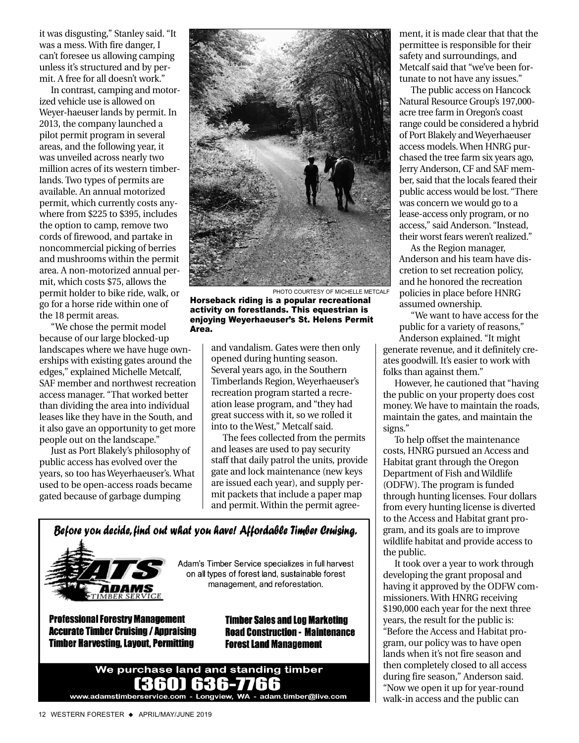it was disgusting," Stanley said. "It was a mess. With fire danger, I can't foresee us allowing camping unless it's structured and by permit. A free for all doesn't work."

In contrast, camping and motorized vehicle use is allowed on Weyer-haeuser lands by permit. In 2013, the company launched a pilot permit program in several areas, and the following year, it was unveiled across nearly two million acres of its western timberlands. Two types of permits are available. An annual motorized permit, which currently costs anywhere from $225 to $395, includes the option to camp, remove two cords of firewood, and partake in noncommercial picking of berries and mushrooms within the permit area. A non-motorized annual permit, which costs $75, allows the permit holder to bike ride, walk, or go for a horse ride within one of the 18 permit areas.

"We chose the permit model because of our large blocked-up landscapes where we have huge ownerships with existing gates around the edges," explained Michelle Metcalf, SAF member and northwest recreation access manager. "That worked better than dividing the area into individual leases like they have in the South, and it also gave an opportunity to get more people out on the landscape."

Just as Port Blakely's philosophy of public access has evolved over the years, so too has Weyerhaeuser's. What used to be open-access roads became gated because of garbage dumping and vandalism. Gates were then only opened during hunting season. Several years ago, in the Southern Timberlands Region, Weyerhaeuser's recreation program started a recreation lease program, and "they had great success with it, so we rolled it into to the West," Metcalf said.

PHOTO COURTESY OF MICHELLE METCALF

**Horseback riding is a popular recreational activity on forestlands. This equestrian is enjoying Weyerhaeuser's St. Helens Permit Area.**

The fees collected from the permits and leases are used to pay security staff that daily patrol the units, provide gate and lock maintenance (new keys are issued each year), and supply permit packets that include a paper map and permit. Within the permit agreement, it is made clear that that the permittee is responsible for their safety and surroundings, and Metcalf said that "we've been fortunate to not have any issues."

The public access on Hancock Natural Resource Group's 197,000-acre tree farm in Oregon's coast range could be considered a hybrid of Port Blakely and Weyerhaeuser access models. When HNRG purchased the tree farm six years ago, Jerry Anderson, CF and SAF member, said that the locals feared their public access would be lost. "There was concern we would go to a lease-access only program, or no access," said Anderson. "Instead, their worst fears weren't realized."

As the Region manager, Anderson and his team have discretion to set recreation policy, and he honored the recreation policies in place before HNRG assumed ownership.

"We want to have access for the public for a variety of reasons," Anderson explained. "It might generate revenue, and it definitely creates goodwill. It's easier to work with folks than against them."

However, he cautioned that "having the public on your property does cost money. We have to maintain the roads, maintain the gates, and maintain the signs."

To help offset the maintenance costs, HNRG pursued an Access and Habitat grant through the Oregon Department of Fish and Wildlife (ODFW). The program is funded through hunting licenses. Four dollars from every hunting license is diverted to the Access and Habitat grant program, and its goals are to improve wildlife habitat and provide access to the public.

It took over a year to work through developing the grant proposal and having it approved by the ODFW commissioners. With HNRG receiving $190,000 each year for the next three years, the result for the public is: "Before the Access and Habitat program, our policy was to have open lands when it's not fire season and then completely closed to all access during fire season," Anderson said. "Now we open it up for year-round walk-in access and the public can

---

*Before you decide, find out what you have! Affordable Timber Cruising.*

**ATS ADAMS TIMBER SERVICE**

Adam's Timber Service specializes in full harvest on all types of forest land, sustainable forest management, and reforestation.

**Professional Forestry Management**
**Accurate Timber Cruising / Appraising**
**Timber Harvesting, Layout, Permitting**

**Timber Sales and Log Marketing**
**Road Construction - Maintenance**
**Forest Land Management**

**We purchase land and standing timber**
**(360) 636-7766**
www.adamstimberservice.com - Longview, WA - adam.timber@live.com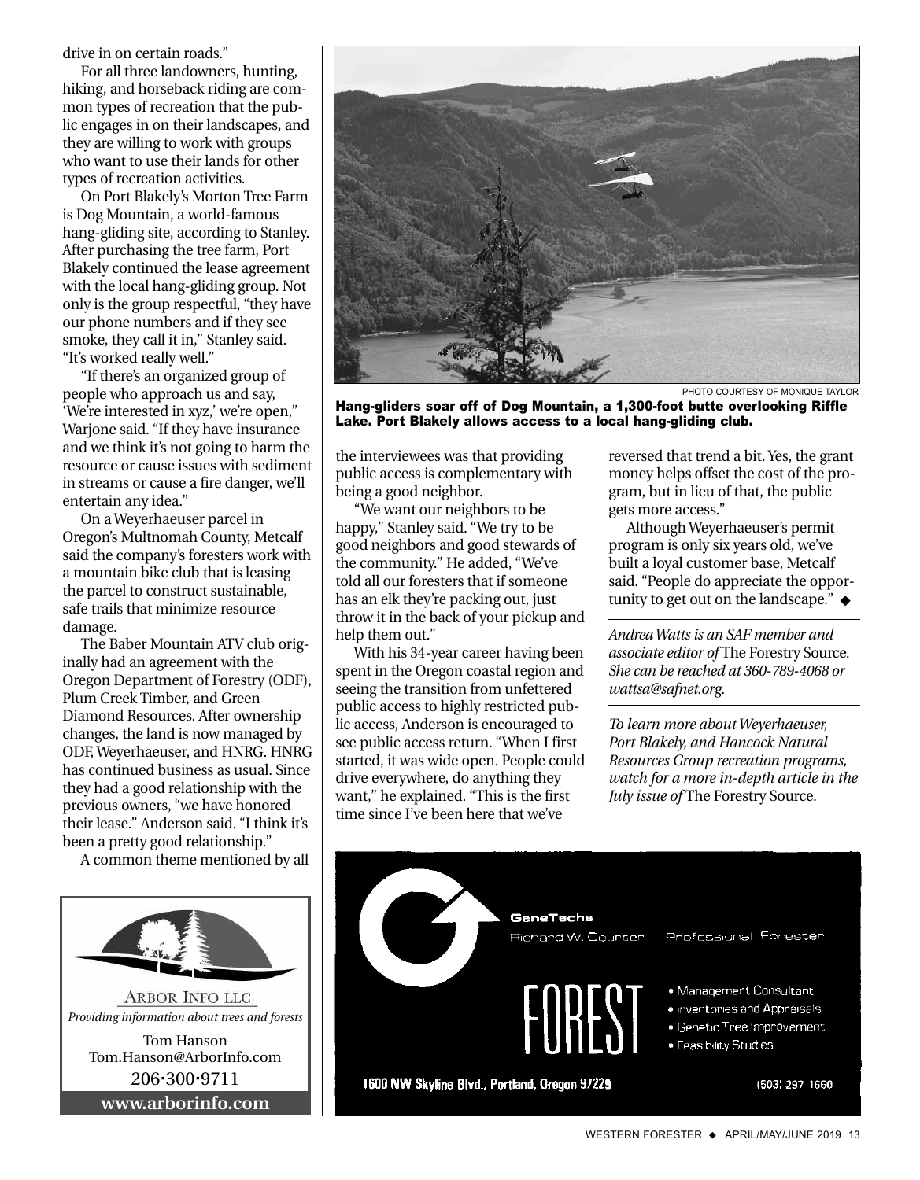drive in on certain roads."

For all three landowners, hunting, hiking, and horseback riding are common types of recreation that the public engages in on their landscapes, and they are willing to work with groups who want to use their lands for other types of recreation activities.

On Port Blakely's Morton Tree Farm is Dog Mountain, a world-famous hang-gliding site, according to Stanley. After purchasing the tree farm, Port Blakely continued the lease agreement with the local hang-gliding group. Not only is the group respectful, "they have our phone numbers and if they see smoke, they call it in," Stanley said. "It's worked really well."

"If there's an organized group of people who approach us and say, 'We're interested in xyz,' we're open," Warjone said. "If they have insurance and we think it's not going to harm the resource or cause issues with sediment in streams or cause a fire danger, we'll entertain any idea."

On a Weyerhaeuser parcel in Oregon's Multnomah County, Metcalf said the company's foresters work with a mountain bike club that is leasing the parcel to construct sustainable, safe trails that minimize resource damage.

The Baber Mountain ATV club originally had an agreement with the Oregon Department of Forestry (ODF), Plum Creek Timber, and Green Diamond Resources. After ownership changes, the land is now managed by ODF, Weyerhaeuser, and HNRG. HNRG has continued business as usual. Since they had a good relationship with the previous owners, "we have honored their lease." Anderson said. "I think it's been a pretty good relationship."

A common theme mentioned by all the interviewees was that providing public access is complementary with being a good neighbor.

"We want our neighbors to be happy," Stanley said. "We try to be good neighbors and good stewards of the community." He added, "We've told all our foresters that if someone has an elk they're packing out, just throw it in the back of your pickup and help them out."

With his 34-year career having been spent in the Oregon coastal region and seeing the transition from unfettered public access to highly restricted public access, Anderson is encouraged to see public access return. "When I first started, it was wide open. People could drive everywhere, do anything they want," he explained. "This is the first time since I've been here that we've reversed that trend a bit. Yes, the grant money helps offset the cost of the program, but in lieu of that, the public gets more access."

Although Weyerhaeuser's permit program is only six years old, we've built a loyal customer base, Metcalf said. "People do appreciate the opportunity to get out on the landscape." ◆

PHOTO COURTESY OF MONIQUE TAYLOR

**Hang-gliders soar off of Dog Mountain, a 1,300-foot butte overlooking Riffle Lake. Port Blakely allows access to a local hang-gliding club.**

---

*Andrea Watts is an SAF member and associate editor of* The Forestry Source. *She can be reached at 360-789-4068 or wattsa@safnet.org.*

---

*To learn more about Weyerhaeuser, Port Blakely, and Hancock Natural Resources Group recreation programs, watch for a more in-depth article in the July issue of* The Forestry Source.

---

ARBOR INFO LLC

*Providing information about trees and forests*

Tom Hanson
Tom.Hanson@ArborInfo.com
206•300•9711
**www.arborinfo.com**

---

GeneTechs
Richard W. Courter Professional Forester

FOREST

- Management Consultant
- Inventories and Appraisals
- Genetic Tree Improvement
- Feasibility Studies

1600 NW Skyline Blvd., Portland, Oregon 97229 (503) 297-1660